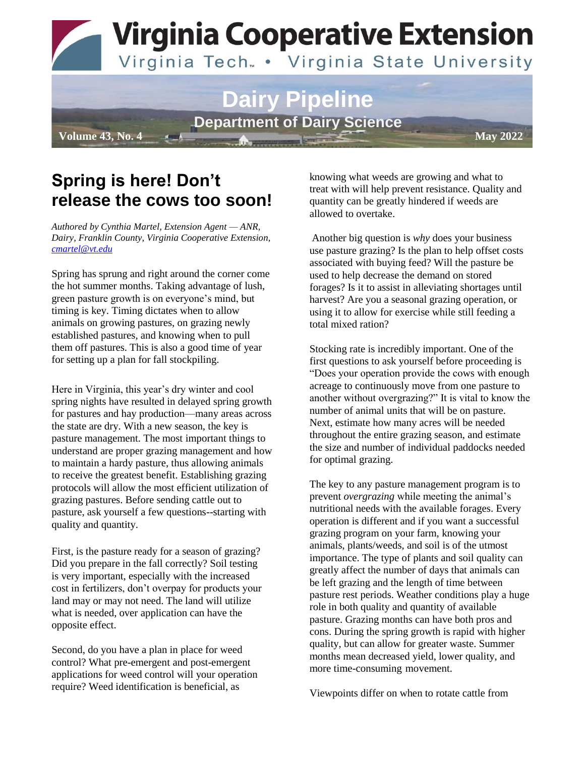# Virginia Cooperative Extension

Virginia Tech • Virginia State University

## Dairy Pipeline

**Department of Dairy Science**

**Volume 43, No. 4** **May 2022**

## Spring is here! Don't release the cows too soon!

*Authored by Cynthia Martel, Extension Agent — ANR, Dairy, Franklin County, Virginia Cooperative Extension, cmartel@vt.edu*

Spring has sprung and right around the corner come the hot summer months. Taking advantage of lush, green pasture growth is on everyone's mind, but timing is key. Timing dictates when to allow animals on growing pastures, on grazing newly established pastures, and knowing when to pull them off pastures. This is also a good time of year for setting up a plan for fall stockpiling.

Here in Virginia, this year's dry winter and cool spring nights have resulted in delayed spring growth for pastures and hay production—many areas across the state are dry. With a new season, the key is pasture management. The most important things to understand are proper grazing management and how to maintain a hardy pasture, thus allowing animals to receive the greatest benefit. Establishing grazing protocols will allow the most efficient utilization of grazing pastures. Before sending cattle out to pasture, ask yourself a few questions--starting with quality and quantity.

First, is the pasture ready for a season of grazing? Did you prepare in the fall correctly? Soil testing is very important, especially with the increased cost in fertilizers, don't overpay for products your land may or may not need. The land will utilize what is needed, over application can have the opposite effect.

Second, do you have a plan in place for weed control? What pre-emergent and post-emergent applications for weed control will your operation require? Weed identification is beneficial, as knowing what weeds are growing and what to treat with will help prevent resistance. Quality and quantity can be greatly hindered if weeds are allowed to overtake.

Another big question is *why* does your business use pasture grazing? Is the plan to help offset costs associated with buying feed? Will the pasture be used to help decrease the demand on stored forages? Is it to assist in alleviating shortages until harvest? Are you a seasonal grazing operation, or using it to allow for exercise while still feeding a total mixed ration?

Stocking rate is incredibly important. One of the first questions to ask yourself before proceeding is "Does your operation provide the cows with enough acreage to continuously move from one pasture to another without overgrazing?" It is vital to know the number of animal units that will be on pasture. Next, estimate how many acres will be needed throughout the entire grazing season, and estimate the size and number of individual paddocks needed for optimal grazing.

The key to any pasture management program is to prevent *overgrazing* while meeting the animal's nutritional needs with the available forages. Every operation is different and if you want a successful grazing program on your farm, knowing your animals, plants/weeds, and soil is of the utmost importance. The type of plants and soil quality can greatly affect the number of days that animals can be left grazing and the length of time between pasture rest periods. Weather conditions play a huge role in both quality and quantity of available pasture. Grazing months can have both pros and cons. During the spring growth is rapid with higher quality, but can allow for greater waste. Summer months mean decreased yield, lower quality, and more time-consuming movement.

Viewpoints differ on when to rotate cattle from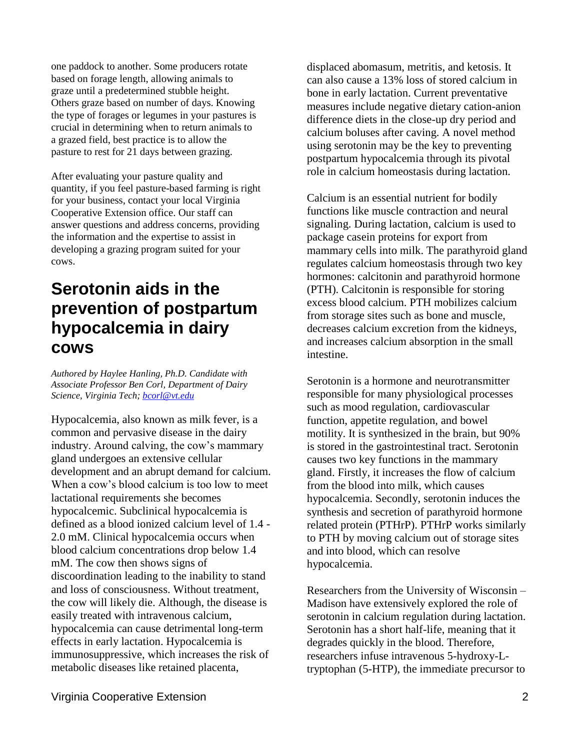one paddock to another. Some producers rotate based on forage length, allowing animals to graze until a predetermined stubble height. Others graze based on number of days. Knowing the type of forages or legumes in your pastures is crucial in determining when to return animals to a grazed field, best practice is to allow the pasture to rest for 21 days between grazing.

After evaluating your pasture quality and quantity, if you feel pasture-based farming is right for your business, contact your local Virginia Cooperative Extension office. Our staff can answer questions and address concerns, providing the information and the expertise to assist in developing a grazing program suited for your cows.

## Serotonin aids in the prevention of postpartum hypocalcemia in dairy cows

*Authored by Haylee Hanling, Ph.D. Candidate with Associate Professor Ben Corl, Department of Dairy Science, Virginia Tech; bcorl@vt.edu*

Hypocalcemia, also known as milk fever, is a common and pervasive disease in the dairy industry. Around calving, the cow's mammary gland undergoes an extensive cellular development and an abrupt demand for calcium. When a cow's blood calcium is too low to meet lactational requirements she becomes hypocalcemic. Subclinical hypocalcemia is defined as a blood ionized calcium level of 1.4 - 2.0 mM. Clinical hypocalcemia occurs when blood calcium concentrations drop below 1.4 mM. The cow then shows signs of discoordination leading to the inability to stand and loss of consciousness. Without treatment, the cow will likely die. Although, the disease is easily treated with intravenous calcium, hypocalcemia can cause detrimental long-term effects in early lactation. Hypocalcemia is immunosuppressive, which increases the risk of metabolic diseases like retained placenta, displaced abomasum, metritis, and ketosis. It can also cause a 13% loss of stored calcium in bone in early lactation. Current preventative measures include negative dietary cation-anion difference diets in the close-up dry period and calcium boluses after caving. A novel method using serotonin may be the key to preventing postpartum hypocalcemia through its pivotal role in calcium homeostasis during lactation.

Calcium is an essential nutrient for bodily functions like muscle contraction and neural signaling. During lactation, calcium is used to package casein proteins for export from mammary cells into milk. The parathyroid gland regulates calcium homeostasis through two key hormones: calcitonin and parathyroid hormone (PTH). Calcitonin is responsible for storing excess blood calcium. PTH mobilizes calcium from storage sites such as bone and muscle, decreases calcium excretion from the kidneys, and increases calcium absorption in the small intestine.

Serotonin is a hormone and neurotransmitter responsible for many physiological processes such as mood regulation, cardiovascular function, appetite regulation, and bowel motility. It is synthesized in the brain, but 90% is stored in the gastrointestinal tract. Serotonin causes two key functions in the mammary gland. Firstly, it increases the flow of calcium from the blood into milk, which causes hypocalcemia. Secondly, serotonin induces the synthesis and secretion of parathyroid hormone related protein (PTHrP). PTHrP works similarly to PTH by moving calcium out of storage sites and into blood, which can resolve hypocalcemia.

Researchers from the University of Wisconsin – Madison have extensively explored the role of serotonin in calcium regulation during lactation. Serotonin has a short half-life, meaning that it degrades quickly in the blood. Therefore, researchers infuse intravenous 5-hydroxy-L-tryptophan (5-HTP), the immediate precursor to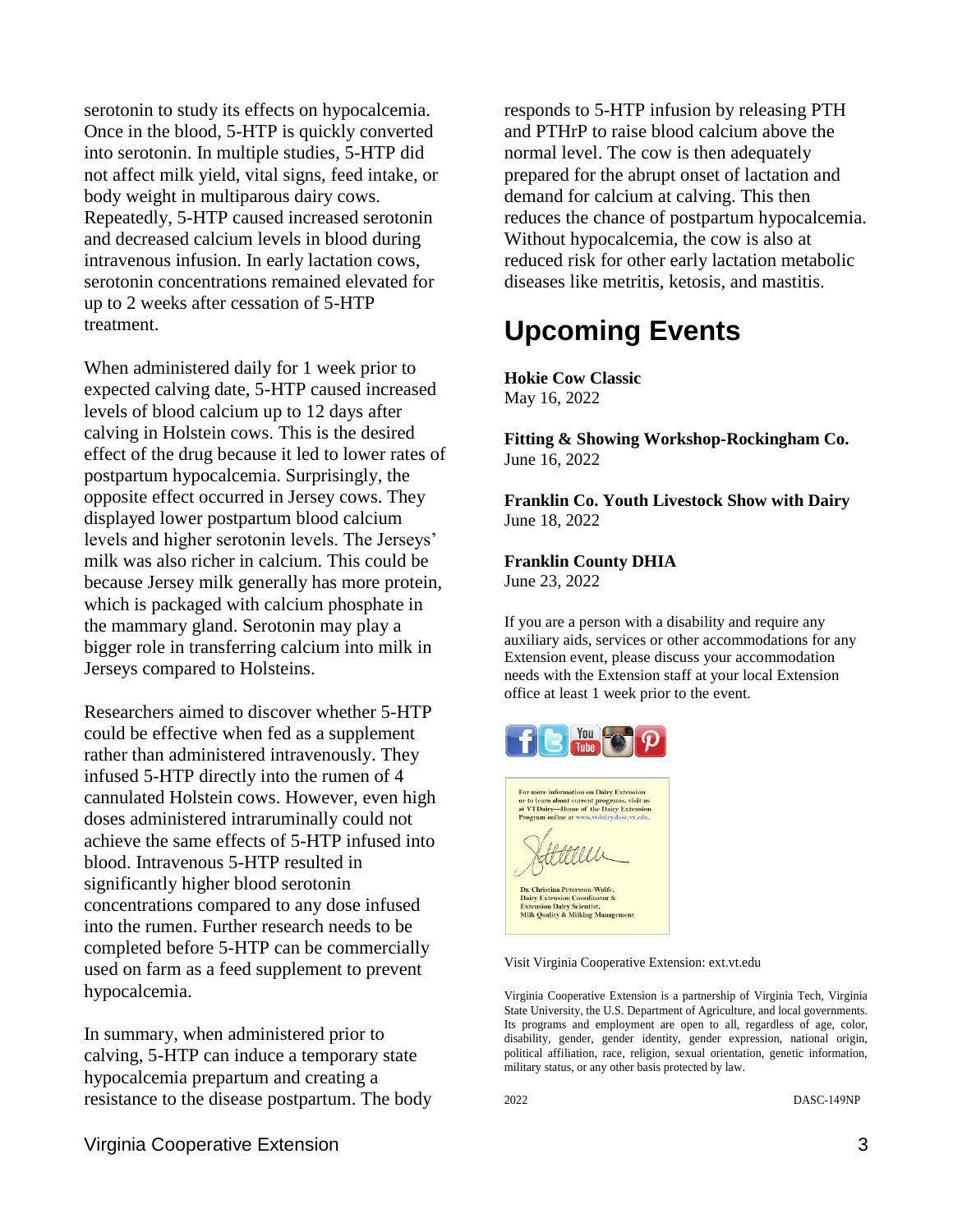serotonin to study its effects on hypocalcemia. Once in the blood, 5-HTP is quickly converted into serotonin. In multiple studies, 5-HTP did not affect milk yield, vital signs, feed intake, or body weight in multiparous dairy cows. Repeatedly, 5-HTP caused increased serotonin and decreased calcium levels in blood during intravenous infusion. In early lactation cows, serotonin concentrations remained elevated for up to 2 weeks after cessation of 5-HTP treatment.

When administered daily for 1 week prior to expected calving date, 5-HTP caused increased levels of blood calcium up to 12 days after calving in Holstein cows. This is the desired effect of the drug because it led to lower rates of postpartum hypocalcemia. Surprisingly, the opposite effect occurred in Jersey cows. They displayed lower postpartum blood calcium levels and higher serotonin levels. The Jerseys' milk was also richer in calcium. This could be because Jersey milk generally has more protein, which is packaged with calcium phosphate in the mammary gland. Serotonin may play a bigger role in transferring calcium into milk in Jerseys compared to Holsteins.

Researchers aimed to discover whether 5-HTP could be effective when fed as a supplement rather than administered intravenously. They infused 5-HTP directly into the rumen of 4 cannulated Holstein cows. However, even high doses administered intraruminally could not achieve the same effects of 5-HTP infused into blood. Intravenous 5-HTP resulted in significantly higher blood serotonin concentrations compared to any dose infused into the rumen. Further research needs to be completed before 5-HTP can be commercially used on farm as a feed supplement to prevent hypocalcemia.

In summary, when administered prior to calving, 5-HTP can induce a temporary state hypocalcemia prepartum and creating a resistance to the disease postpartum. The body responds to 5-HTP infusion by releasing PTH and PTHrP to raise blood calcium above the normal level. The cow is then adequately prepared for the abrupt onset of lactation and demand for calcium at calving. This then reduces the chance of postpartum hypocalcemia. Without hypocalcemia, the cow is also at reduced risk for other early lactation metabolic diseases like metritis, ketosis, and mastitis.

## Upcoming Events

**Hokie Cow Classic**
May 16, 2022

**Fitting & Showing Workshop-Rockingham Co.**
June 16, 2022

**Franklin Co. Youth Livestock Show with Dairy**
June 18, 2022

**Franklin County DHIA**
June 23, 2022

If you are a person with a disability and require any auxiliary aids, services or other accommodations for any Extension event, please discuss your accommodation needs with the Extension staff at your local Extension office at least 1 week prior to the event.

For more information on Dairy Extension or to learn about current programs, visit us at VTDairy—Home of the Dairy Extension Program online at www.vtdairy.dasc.vt.edu.

Dr. Christina Petersson-Wolfe,
Dairy Extension Coordinator &
Extension Dairy Scientist,
Milk Quality & Milking Management

Visit Virginia Cooperative Extension: ext.vt.edu

Virginia Cooperative Extension is a partnership of Virginia Tech, Virginia State University, the U.S. Department of Agriculture, and local governments. Its programs and employment are open to all, regardless of age, color, disability, gender, gender identity, gender expression, national origin, political affiliation, race, religion, sexual orientation, genetic information, military status, or any other basis protected by law.

2022 DASC-149NP